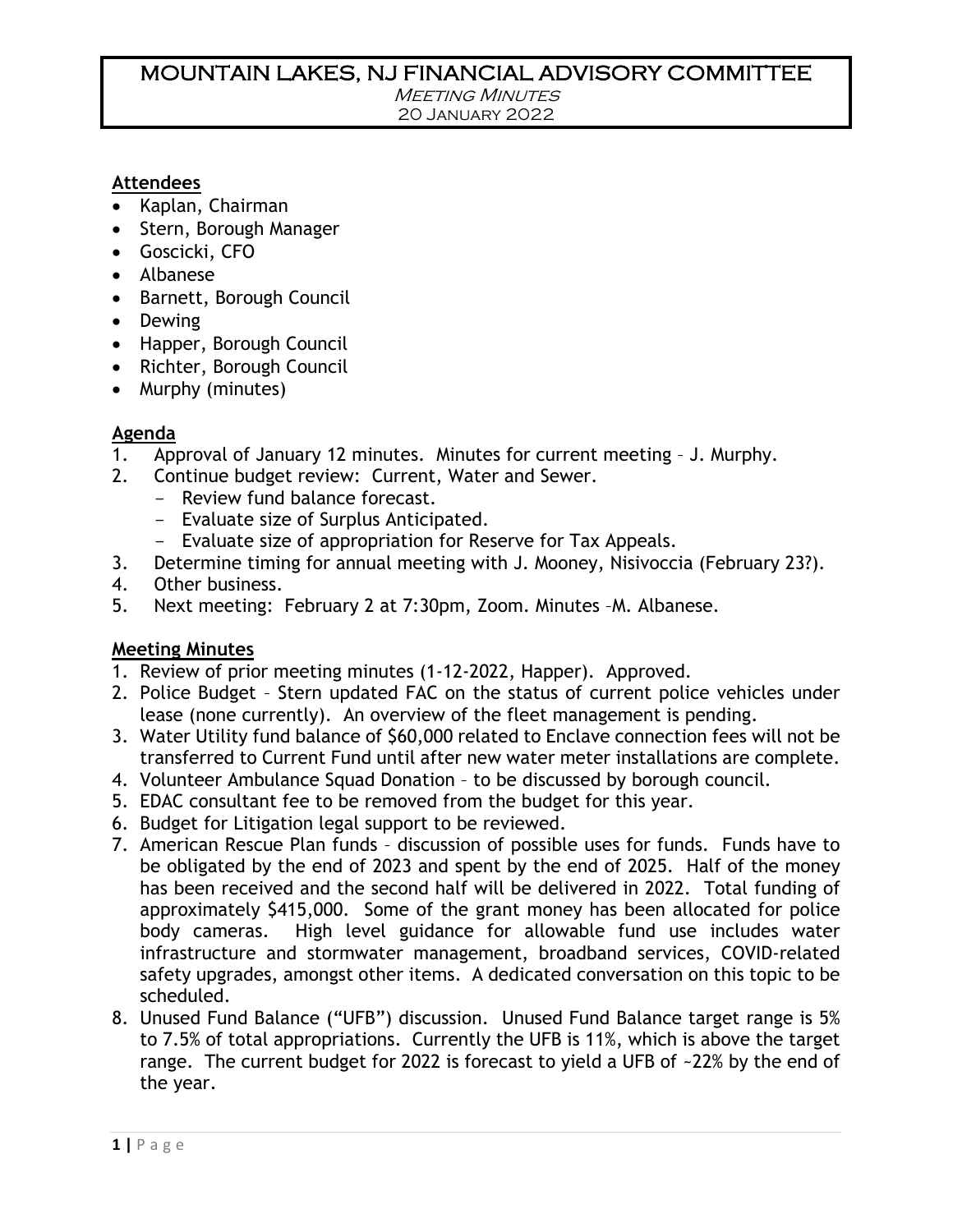# MOUNTAIN LAKES, NJ FINANCIAL ADVISORY COMMITTEE

*Meeting Minutes*

20 January 2022

## Attendees

- Kaplan, Chairman
- Stern, Borough Manager
- Goscicki, CFO
- Albanese
- Barnett, Borough Council
- Dewing
- Happer, Borough Council
- Richter, Borough Council
- Murphy (minutes)

## Agenda

1. Approval of January 12 minutes. Minutes for current meeting – J. Murphy.
2. Continue budget review: Current, Water and Sewer.
   - Review fund balance forecast.
   - Evaluate size of Surplus Anticipated.
   - Evaluate size of appropriation for Reserve for Tax Appeals.
3. Determine timing for annual meeting with J. Mooney, Nisivoccia (February 23?).
4. Other business.
5. Next meeting: February 2 at 7:30pm, Zoom. Minutes –M. Albanese.

## Meeting Minutes

1. Review of prior meeting minutes (1-12-2022, Happer). Approved.
2. Police Budget – Stern updated FAC on the status of current police vehicles under lease (none currently). An overview of the fleet management is pending.
3. Water Utility fund balance of $60,000 related to Enclave connection fees will not be transferred to Current Fund until after new water meter installations are complete.
4. Volunteer Ambulance Squad Donation – to be discussed by borough council.
5. EDAC consultant fee to be removed from the budget for this year.
6. Budget for Litigation legal support to be reviewed.
7. American Rescue Plan funds – discussion of possible uses for funds. Funds have to be obligated by the end of 2023 and spent by the end of 2025. Half of the money has been received and the second half will be delivered in 2022. Total funding of approximately $415,000. Some of the grant money has been allocated for police body cameras. High level guidance for allowable fund use includes water infrastructure and stormwater management, broadband services, COVID-related safety upgrades, amongst other items. A dedicated conversation on this topic to be scheduled.
8. Unused Fund Balance ("UFB") discussion. Unused Fund Balance target range is 5% to 7.5% of total appropriations. Currently the UFB is 11%, which is above the target range. The current budget for 2022 is forecast to yield a UFB of ~22% by the end of the year.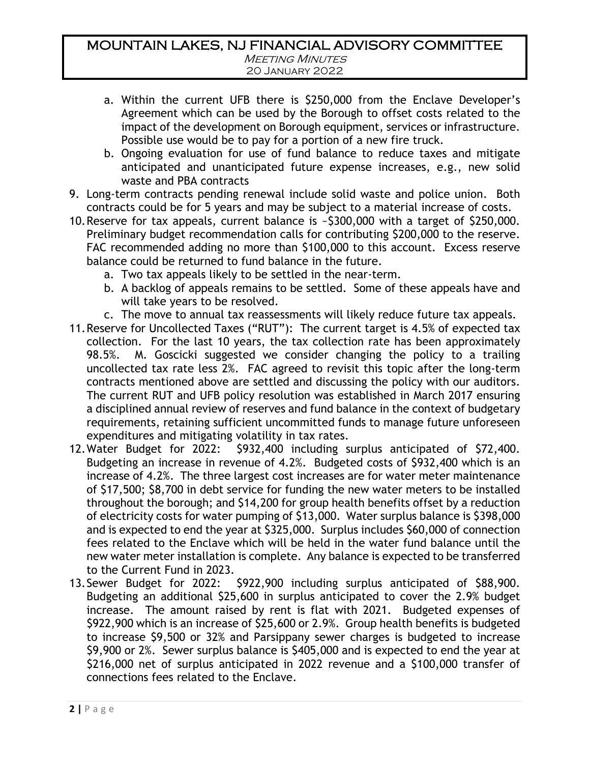a. Within the current UFB there is $250,000 from the Enclave Developer's Agreement which can be used by the Borough to offset costs related to the impact of the development on Borough equipment, services or infrastructure. Possible use would be to pay for a portion of a new fire truck.
   b. Ongoing evaluation for use of fund balance to reduce taxes and mitigate anticipated and unanticipated future expense increases, e.g., new solid waste and PBA contracts

9. Long-term contracts pending renewal include solid waste and police union. Both contracts could be for 5 years and may be subject to a material increase of costs.
10. Reserve for tax appeals, current balance is ~$300,000 with a target of $250,000. Preliminary budget recommendation calls for contributing $200,000 to the reserve. FAC recommended adding no more than $100,000 to this account. Excess reserve balance could be returned to fund balance in the future.
    a. Two tax appeals likely to be settled in the near-term.
    b. A backlog of appeals remains to be settled. Some of these appeals have and will take years to be resolved.
    c. The move to annual tax reassessments will likely reduce future tax appeals.
11. Reserve for Uncollected Taxes ("RUT"): The current target is 4.5% of expected tax collection. For the last 10 years, the tax collection rate has been approximately 98.5%. M. Goscicki suggested we consider changing the policy to a trailing uncollected tax rate less 2%. FAC agreed to revisit this topic after the long-term contracts mentioned above are settled and discussing the policy with our auditors. The current RUT and UFB policy resolution was established in March 2017 ensuring a disciplined annual review of reserves and fund balance in the context of budgetary requirements, retaining sufficient uncommitted funds to manage future unforeseen expenditures and mitigating volatility in tax rates.
12. Water Budget for 2022: $932,400 including surplus anticipated of $72,400. Budgeting an increase in revenue of 4.2%. Budgeted costs of $932,400 which is an increase of 4.2%. The three largest cost increases are for water meter maintenance of $17,500; $8,700 in debt service for funding the new water meters to be installed throughout the borough; and $14,200 for group health benefits offset by a reduction of electricity costs for water pumping of $13,000. Water surplus balance is $398,000 and is expected to end the year at $325,000. Surplus includes $60,000 of connection fees related to the Enclave which will be held in the water fund balance until the new water meter installation is complete. Any balance is expected to be transferred to the Current Fund in 2023.
13. Sewer Budget for 2022: $922,900 including surplus anticipated of $88,900. Budgeting an additional $25,600 in surplus anticipated to cover the 2.9% budget increase. The amount raised by rent is flat with 2021. Budgeted expenses of $922,900 which is an increase of $25,600 or 2.9%. Group health benefits is budgeted to increase $9,500 or 32% and Parsippany sewer charges is budgeted to increase $9,900 or 2%. Sewer surplus balance is $405,000 and is expected to end the year at $216,000 net of surplus anticipated in 2022 revenue and a $100,000 transfer of connections fees related to the Enclave.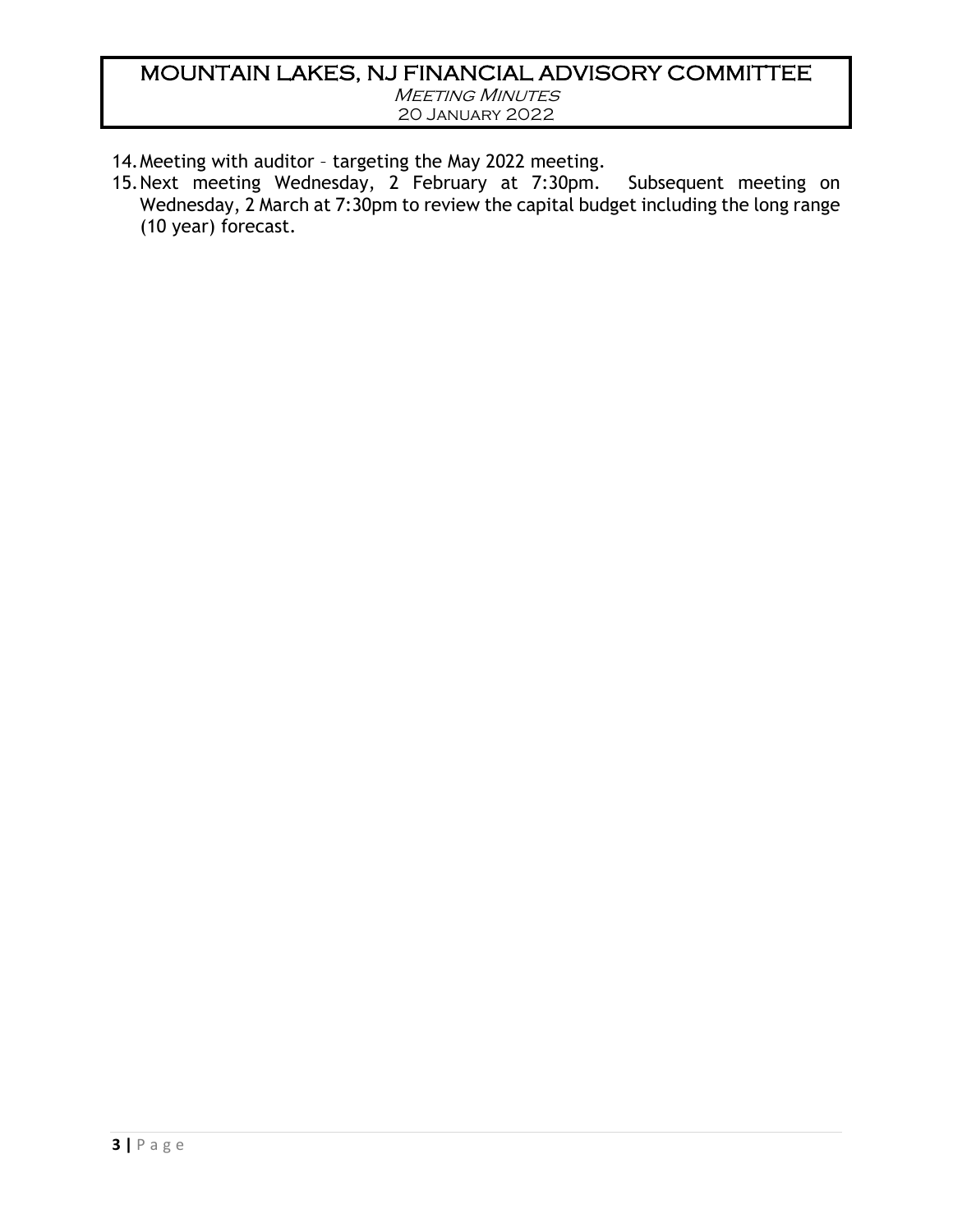14. Meeting with auditor – targeting the May 2022 meeting.
15. Next meeting Wednesday, 2 February at 7:30pm. Subsequent meeting on Wednesday, 2 March at 7:30pm to review the capital budget including the long range (10 year) forecast.